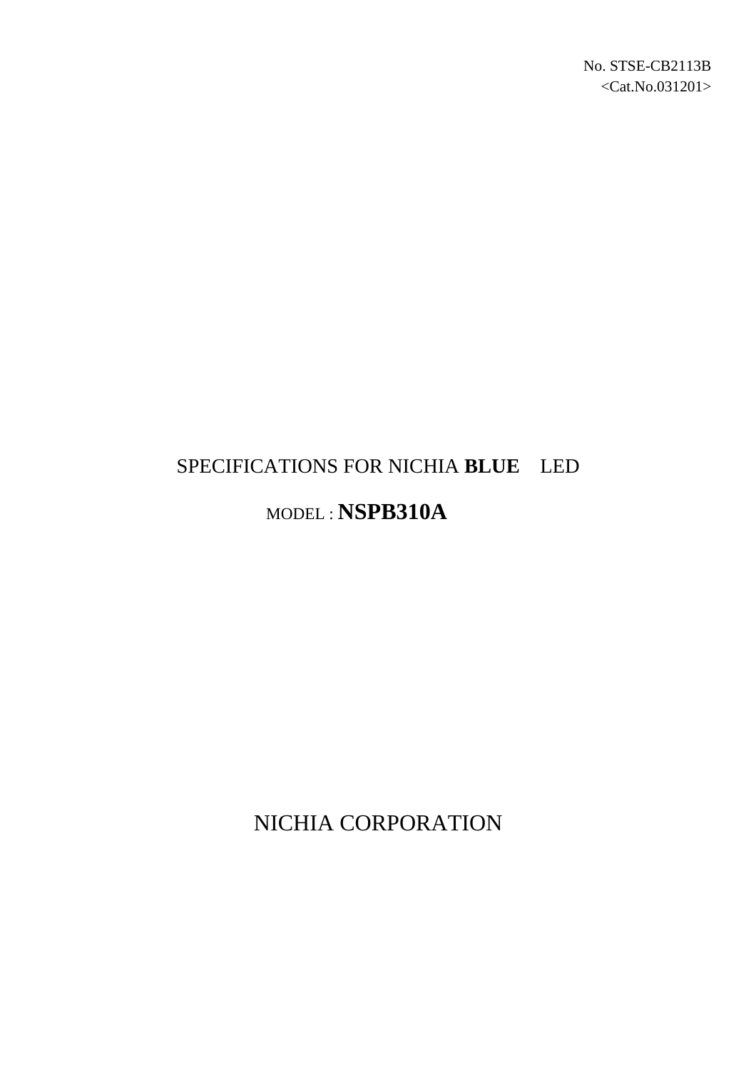No. STSE-CB2113B
<Cat.No.031201>

# SPECIFICATIONS FOR NICHIA **BLUE** LED

## MODEL : **NSPB310A**

NICHIA CORPORATION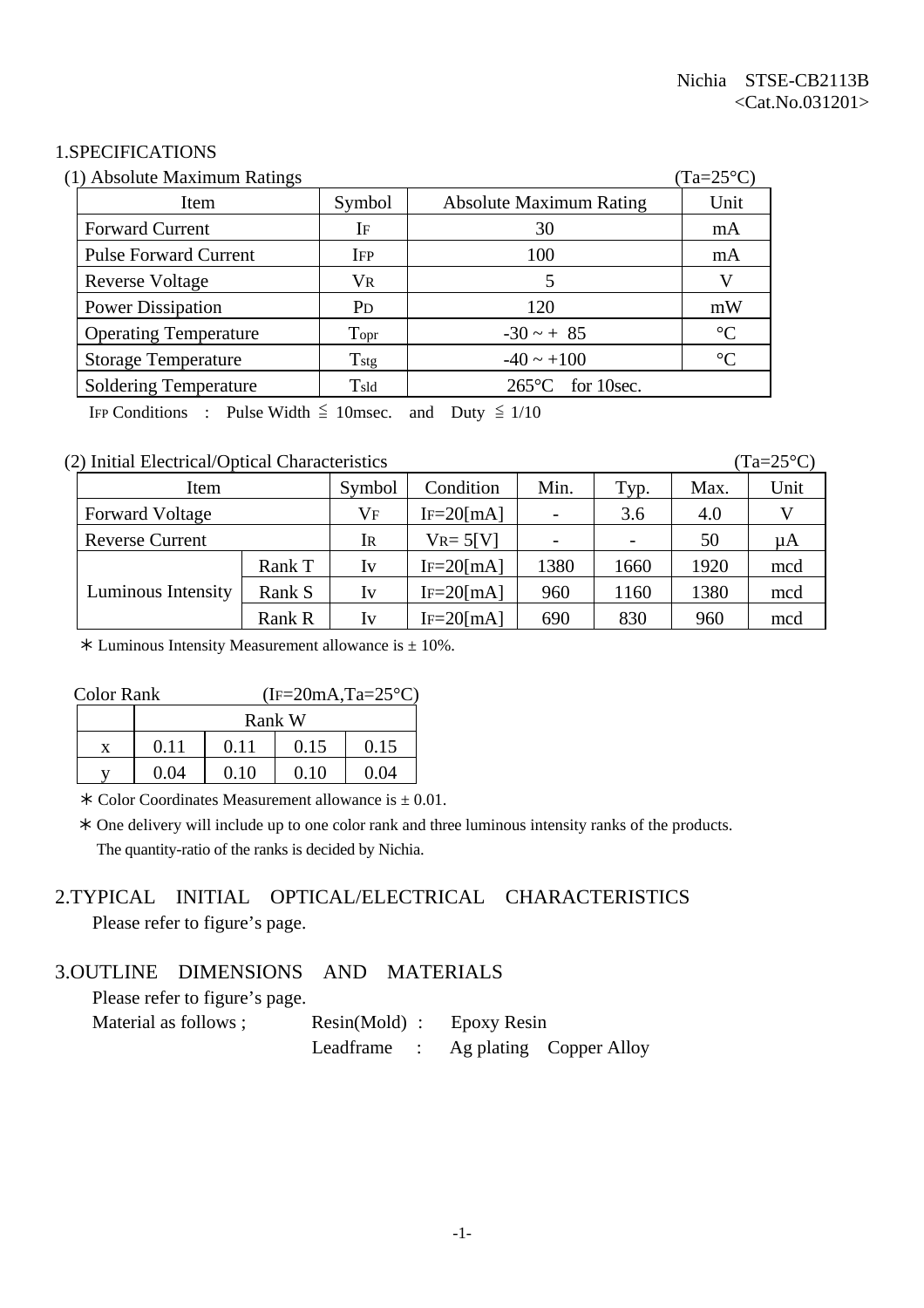Nichia STSE-CB2113B
<Cat.No.031201>

## 1.SPECIFICATIONS

(1) Absolute Maximum Ratings (Ta=25°C)

| Item | Symbol | Absolute Maximum Rating | Unit |
|---|---|---|---|
| Forward Current | $I_F$ | 30 | mA |
| Pulse Forward Current | $I_{FP}$ | 100 | mA |
| Reverse Voltage | $V_R$ | 5 | V |
| Power Dissipation | $P_D$ | 120 | mW |
| Operating Temperature | $T_{opr}$ | -30 ~ + 85 | °C |
| Storage Temperature | $T_{stg}$ | -40 ~ +100 | °C |
| Soldering Temperature | $T_{sld}$ | 265°C for 10sec. | |

$I_{FP}$ Conditions : Pulse Width ≦ 10msec. and Duty ≦ 1/10

(2) Initial Electrical/Optical Characteristics (Ta=25°C)

| Item | | Symbol | Condition | Min. | Typ. | Max. | Unit |
|---|---|---|---|---|---|---|---|
| Forward Voltage | | $V_F$ | $I_F$=20[mA] | - | 3.6 | 4.0 | V |
| Reverse Current | | $I_R$ | $V_R$= 5[V] | - | - | 50 | μA |
| Luminous Intensity | Rank T | Iv | $I_F$=20[mA] | 1380 | 1660 | 1920 | mcd |
| | Rank S | Iv | $I_F$=20[mA] | 960 | 1160 | 1380 | mcd |
| | Rank R | Iv | $I_F$=20[mA] | 690 | 830 | 960 | mcd |

∗ Luminous Intensity Measurement allowance is ± 10%.

Color Rank ($I_F$=20mA,Ta=25°C)

| | Rank W | | | |
|---|---|---|---|---|
| x | 0.11 | 0.11 | 0.15 | 0.15 |
| y | 0.04 | 0.10 | 0.10 | 0.04 |

∗ Color Coordinates Measurement allowance is ± 0.01.

∗ One delivery will include up to one color rank and three luminous intensity ranks of the products. The quantity-ratio of the ranks is decided by Nichia.

## 2.TYPICAL INITIAL OPTICAL/ELECTRICAL CHARACTERISTICS

Please refer to figure's page.

## 3.OUTLINE DIMENSIONS AND MATERIALS

Please refer to figure's page.

Material as follows ; Resin(Mold) : Epoxy Resin

Leadframe : Ag plating Copper Alloy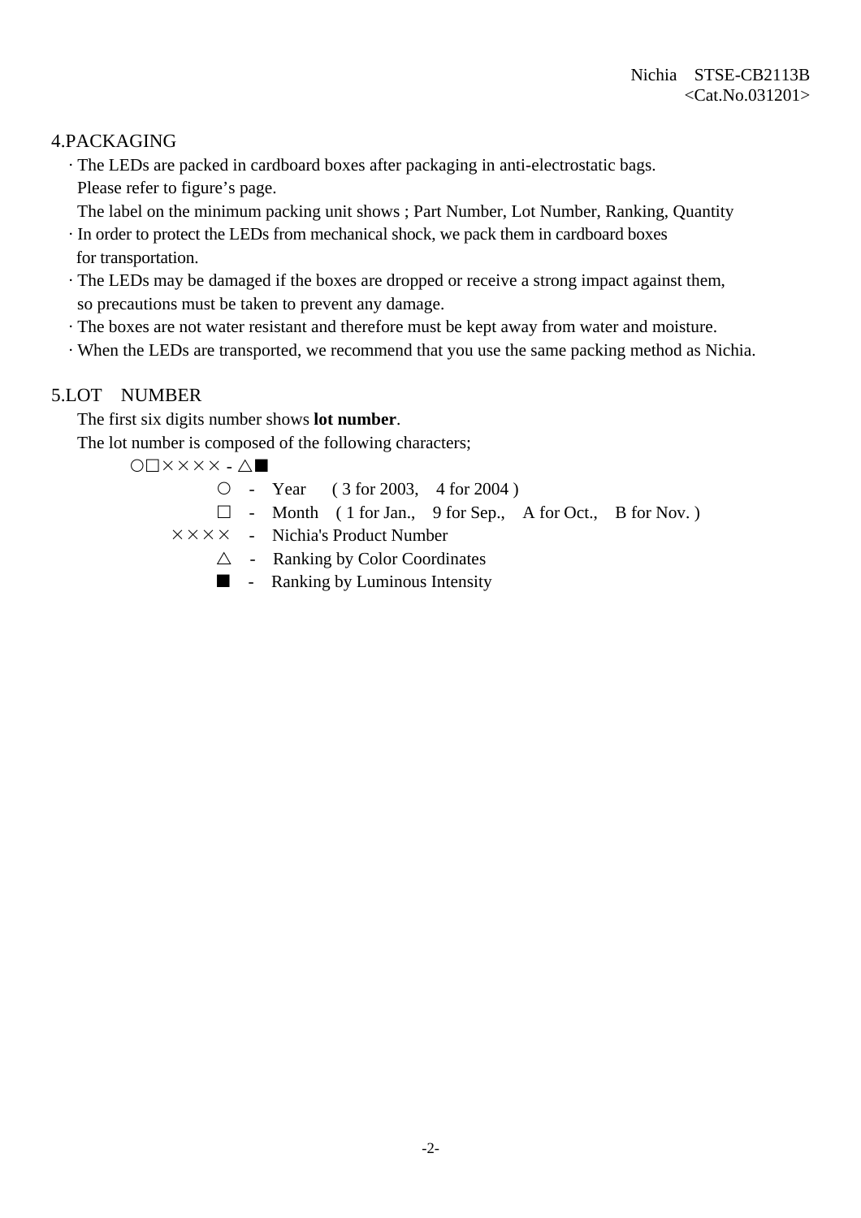## 4.PACKAGING

- The LEDs are packed in cardboard boxes after packaging in anti-electrostatic bags.
  Please refer to figure's page.
  The label on the minimum packing unit shows ; Part Number, Lot Number, Ranking, Quantity
- In order to protect the LEDs from mechanical shock, we pack them in cardboard boxes for transportation.
- The LEDs may be damaged if the boxes are dropped or receive a strong impact against them, so precautions must be taken to prevent any damage.
- The boxes are not water resistant and therefore must be kept away from water and moisture.
- When the LEDs are transported, we recommend that you use the same packing method as Nichia.

## 5.LOT NUMBER

The first six digits number shows **lot number**.

The lot number is composed of the following characters;

○□×××× - △■

- ○ - Year ( 3 for 2003, 4 for 2004 )
- □ - Month ( 1 for Jan., 9 for Sep., A for Oct., B for Nov. )
- ×××× - Nichia's Product Number
- △ - Ranking by Color Coordinates
- ■ - Ranking by Luminous Intensity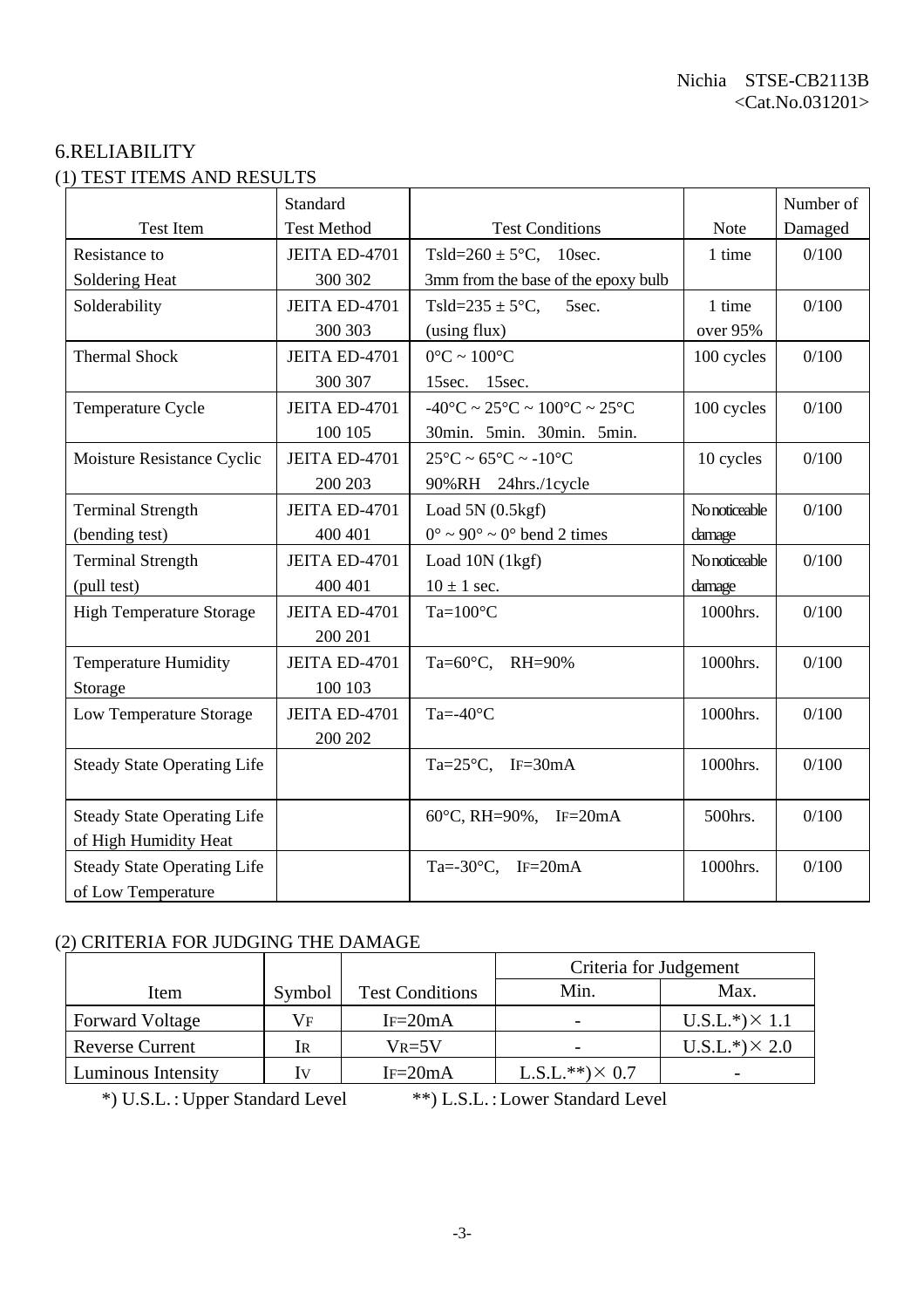## 6.RELIABILITY

### (1) TEST ITEMS AND RESULTS

| Test Item | Standard Test Method | Test Conditions | Note | Number of Damaged |
|---|---|---|---|---|
| Resistance to Soldering Heat | JEITA ED-4701 300 302 | Tsld=260 ± 5°C, 10sec. 3mm from the base of the epoxy bulb | 1 time | 0/100 |
| Solderability | JEITA ED-4701 300 303 | Tsld=235 ± 5°C, 5sec. (using flux) | 1 time over 95% | 0/100 |
| Thermal Shock | JEITA ED-4701 300 307 | 0°C ~ 100°C 15sec. 15sec. | 100 cycles | 0/100 |
| Temperature Cycle | JEITA ED-4701 100 105 | -40°C ~ 25°C ~ 100°C ~ 25°C 30min. 5min. 30min. 5min. | 100 cycles | 0/100 |
| Moisture Resistance Cyclic | JEITA ED-4701 200 203 | 25°C ~ 65°C ~ -10°C 90%RH 24hrs./1cycle | 10 cycles | 0/100 |
| Terminal Strength (bending test) | JEITA ED-4701 400 401 | Load 5N (0.5kgf) 0° ~ 90° ~ 0° bend 2 times | No noticeable damage | 0/100 |
| Terminal Strength (pull test) | JEITA ED-4701 400 401 | Load 10N (1kgf) 10 ± 1 sec. | No noticeable damage | 0/100 |
| High Temperature Storage | JEITA ED-4701 200 201 | Ta=100°C | 1000hrs. | 0/100 |
| Temperature Humidity Storage | JEITA ED-4701 100 103 | Ta=60°C, RH=90% | 1000hrs. | 0/100 |
| Low Temperature Storage | JEITA ED-4701 200 202 | Ta=-40°C | 1000hrs. | 0/100 |
| Steady State Operating Life | | Ta=25°C, $I_F$=30mA | 1000hrs. | 0/100 |
| Steady State Operating Life of High Humidity Heat | | 60°C, RH=90%, $I_F$=20mA | 500hrs. | 0/100 |
| Steady State Operating Life of Low Temperature | | Ta=-30°C, $I_F$=20mA | 1000hrs. | 0/100 |

### (2) CRITERIA FOR JUDGING THE DAMAGE

| Item | Symbol | Test Conditions | Criteria for Judgement | |
|---|---|---|---|---|
| | | | Min. | Max. |
| Forward Voltage | $V_F$ | $I_F$=20mA | - | U.S.L.*)× 1.1 |
| Reverse Current | $I_R$ | $V_R$=5V | - | U.S.L.*)× 2.0 |
| Luminous Intensity | $I_V$ | $I_F$=20mA | L.S.L.**)× 0.7 | - |

*) U.S.L. : Upper Standard Level **) L.S.L. : Lower Standard Level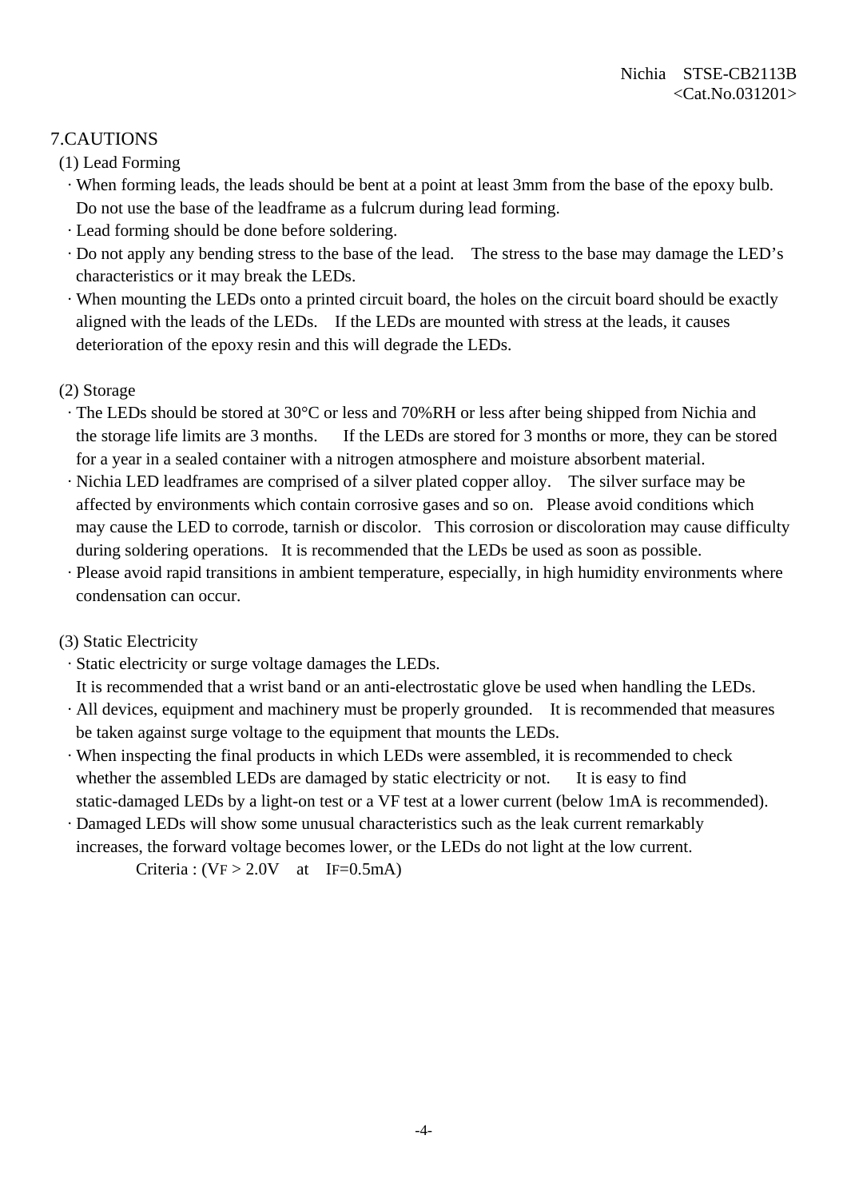## 7.CAUTIONS

### (1) Lead Forming

- When forming leads, the leads should be bent at a point at least 3mm from the base of the epoxy bulb. Do not use the base of the leadframe as a fulcrum during lead forming.
- Lead forming should be done before soldering.
- Do not apply any bending stress to the base of the lead. The stress to the base may damage the LED's characteristics or it may break the LEDs.
- When mounting the LEDs onto a printed circuit board, the holes on the circuit board should be exactly aligned with the leads of the LEDs. If the LEDs are mounted with stress at the leads, it causes deterioration of the epoxy resin and this will degrade the LEDs.

### (2) Storage

- The LEDs should be stored at 30°C or less and 70%RH or less after being shipped from Nichia and the storage life limits are 3 months. If the LEDs are stored for 3 months or more, they can be stored for a year in a sealed container with a nitrogen atmosphere and moisture absorbent material.
- Nichia LED leadframes are comprised of a silver plated copper alloy. The silver surface may be affected by environments which contain corrosive gases and so on. Please avoid conditions which may cause the LED to corrode, tarnish or discolor. This corrosion or discoloration may cause difficulty during soldering operations. It is recommended that the LEDs be used as soon as possible.
- Please avoid rapid transitions in ambient temperature, especially, in high humidity environments where condensation can occur.

### (3) Static Electricity

- Static electricity or surge voltage damages the LEDs. It is recommended that a wrist band or an anti-electrostatic glove be used when handling the LEDs.
- All devices, equipment and machinery must be properly grounded. It is recommended that measures be taken against surge voltage to the equipment that mounts the LEDs.
- When inspecting the final products in which LEDs were assembled, it is recommended to check whether the assembled LEDs are damaged by static electricity or not. It is easy to find static-damaged LEDs by a light-on test or a VF test at a lower current (below 1mA is recommended).
- Damaged LEDs will show some unusual characteristics such as the leak current remarkably increases, the forward voltage becomes lower, or the LEDs do not light at the low current.

  Criteria : ($V_F > 2.0V$ at $I_F=0.5mA$)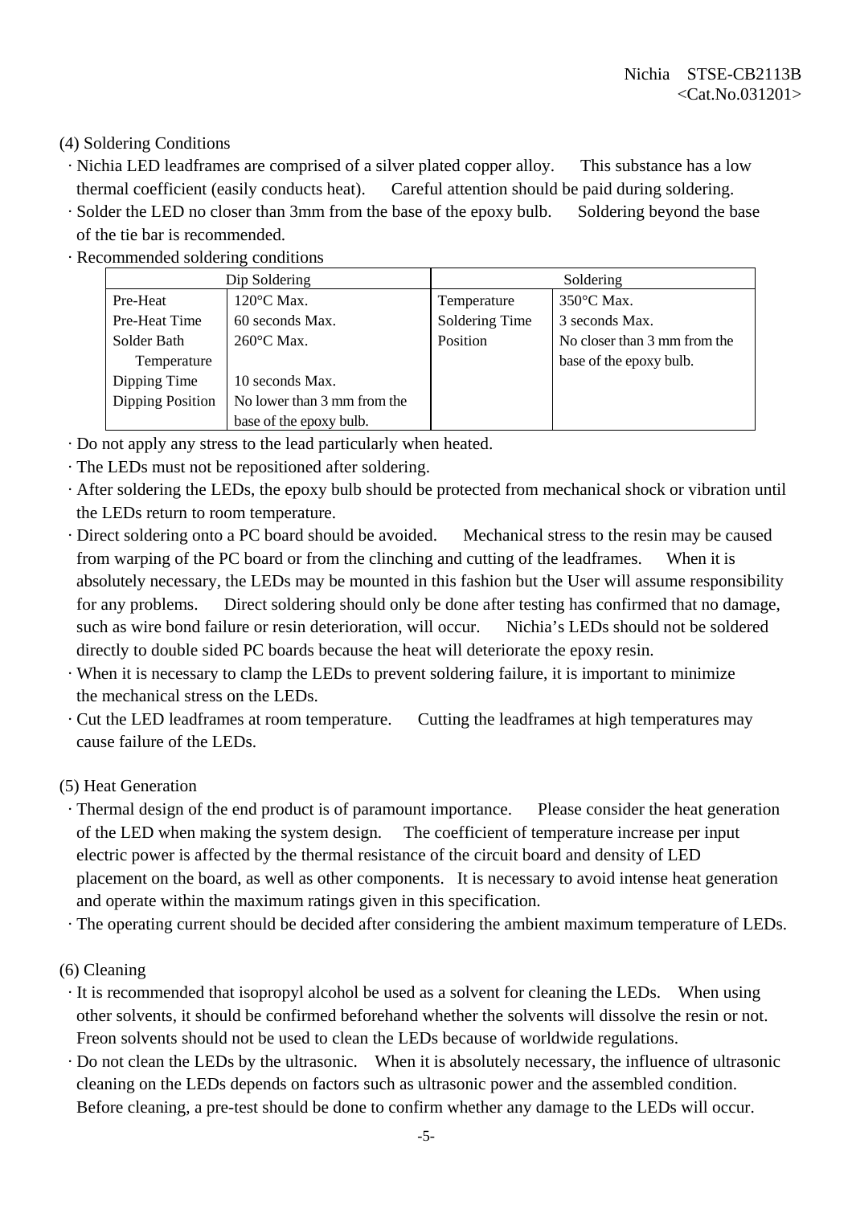(4) Soldering Conditions

- Nichia LED leadframes are comprised of a silver plated copper alloy. This substance has a low thermal coefficient (easily conducts heat). Careful attention should be paid during soldering.
- Solder the LED no closer than 3mm from the base of the epoxy bulb. Soldering beyond the base of the tie bar is recommended.
- Recommended soldering conditions

| Dip Soldering | | Soldering | |
|---|---|---|---|
| Pre-Heat | 120°C Max. | Temperature | 350°C Max. |
| Pre-Heat Time | 60 seconds Max. | Soldering Time | 3 seconds Max. |
| Solder Bath Temperature | 260°C Max. | Position | No closer than 3 mm from the base of the epoxy bulb. |
| Dipping Time | 10 seconds Max. | | |
| Dipping Position | No lower than 3 mm from the base of the epoxy bulb. | | |

- Do not apply any stress to the lead particularly when heated.
- The LEDs must not be repositioned after soldering.
- After soldering the LEDs, the epoxy bulb should be protected from mechanical shock or vibration until the LEDs return to room temperature.
- Direct soldering onto a PC board should be avoided. Mechanical stress to the resin may be caused from warping of the PC board or from the clinching and cutting of the leadframes. When it is absolutely necessary, the LEDs may be mounted in this fashion but the User will assume responsibility for any problems. Direct soldering should only be done after testing has confirmed that no damage, such as wire bond failure or resin deterioration, will occur. Nichia's LEDs should not be soldered directly to double sided PC boards because the heat will deteriorate the epoxy resin.
- When it is necessary to clamp the LEDs to prevent soldering failure, it is important to minimize the mechanical stress on the LEDs.
- Cut the LED leadframes at room temperature. Cutting the leadframes at high temperatures may cause failure of the LEDs.

(5) Heat Generation

- Thermal design of the end product is of paramount importance. Please consider the heat generation of the LED when making the system design. The coefficient of temperature increase per input electric power is affected by the thermal resistance of the circuit board and density of LED placement on the board, as well as other components. It is necessary to avoid intense heat generation and operate within the maximum ratings given in this specification.
- The operating current should be decided after considering the ambient maximum temperature of LEDs.

(6) Cleaning

- It is recommended that isopropyl alcohol be used as a solvent for cleaning the LEDs. When using other solvents, it should be confirmed beforehand whether the solvents will dissolve the resin or not. Freon solvents should not be used to clean the LEDs because of worldwide regulations.
- Do not clean the LEDs by the ultrasonic. When it is absolutely necessary, the influence of ultrasonic cleaning on the LEDs depends on factors such as ultrasonic power and the assembled condition. Before cleaning, a pre-test should be done to confirm whether any damage to the LEDs will occur.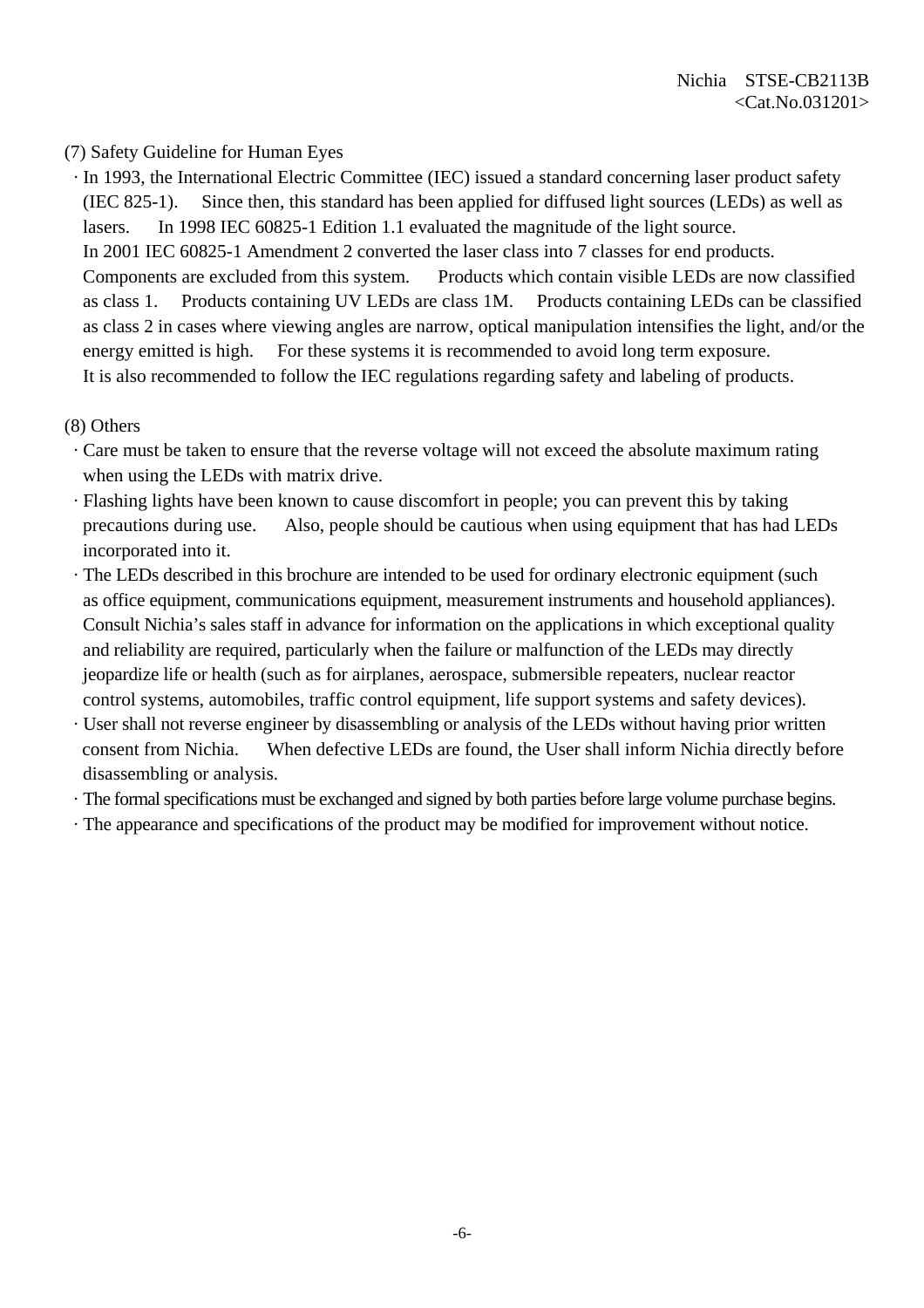(7) Safety Guideline for Human Eyes

- In 1993, the International Electric Committee (IEC) issued a standard concerning laser product safety (IEC 825-1). Since then, this standard has been applied for diffused light sources (LEDs) as well as lasers. In 1998 IEC 60825-1 Edition 1.1 evaluated the magnitude of the light source. In 2001 IEC 60825-1 Amendment 2 converted the laser class into 7 classes for end products. Components are excluded from this system. Products which contain visible LEDs are now classified as class 1. Products containing UV LEDs are class 1M. Products containing LEDs can be classified as class 2 in cases where viewing angles are narrow, optical manipulation intensifies the light, and/or the energy emitted is high. For these systems it is recommended to avoid long term exposure. It is also recommended to follow the IEC regulations regarding safety and labeling of products.

(8) Others

- Care must be taken to ensure that the reverse voltage will not exceed the absolute maximum rating when using the LEDs with matrix drive.
- Flashing lights have been known to cause discomfort in people; you can prevent this by taking precautions during use. Also, people should be cautious when using equipment that has had LEDs incorporated into it.
- The LEDs described in this brochure are intended to be used for ordinary electronic equipment (such as office equipment, communications equipment, measurement instruments and household appliances). Consult Nichia's sales staff in advance for information on the applications in which exceptional quality and reliability are required, particularly when the failure or malfunction of the LEDs may directly jeopardize life or health (such as for airplanes, aerospace, submersible repeaters, nuclear reactor control systems, automobiles, traffic control equipment, life support systems and safety devices).
- User shall not reverse engineer by disassembling or analysis of the LEDs without having prior written consent from Nichia. When defective LEDs are found, the User shall inform Nichia directly before disassembling or analysis.
- The formal specifications must be exchanged and signed by both parties before large volume purchase begins.
- The appearance and specifications of the product may be modified for improvement without notice.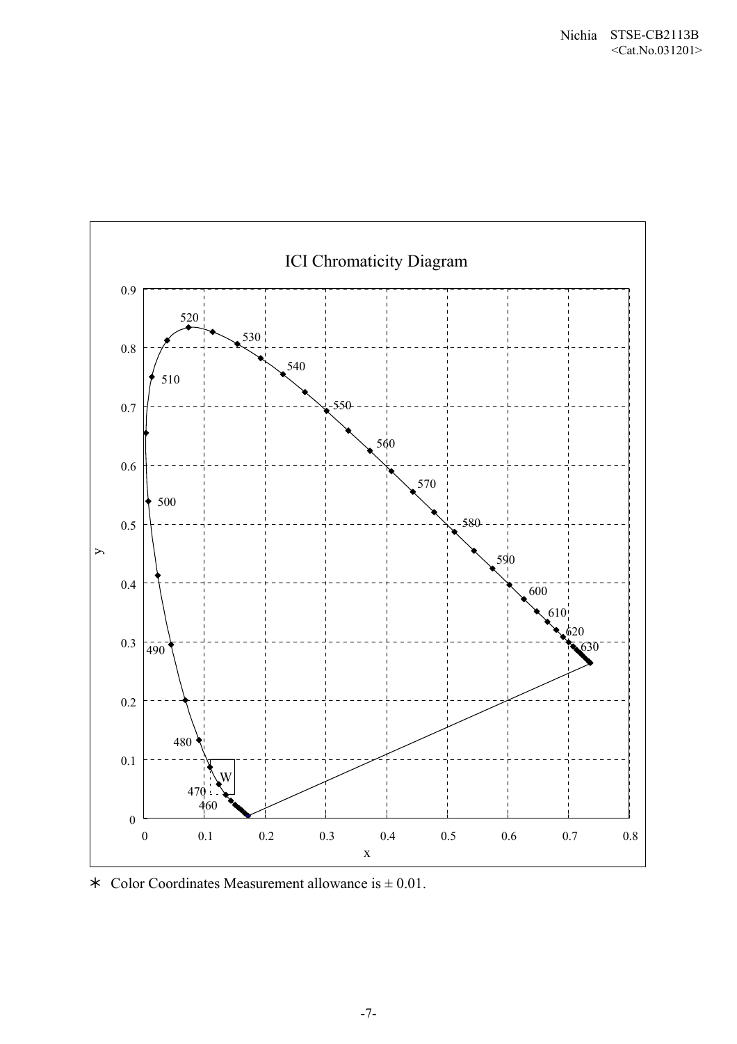ICI Chromaticity Diagram

∗ Color Coordinates Measurement allowance is ± 0.01.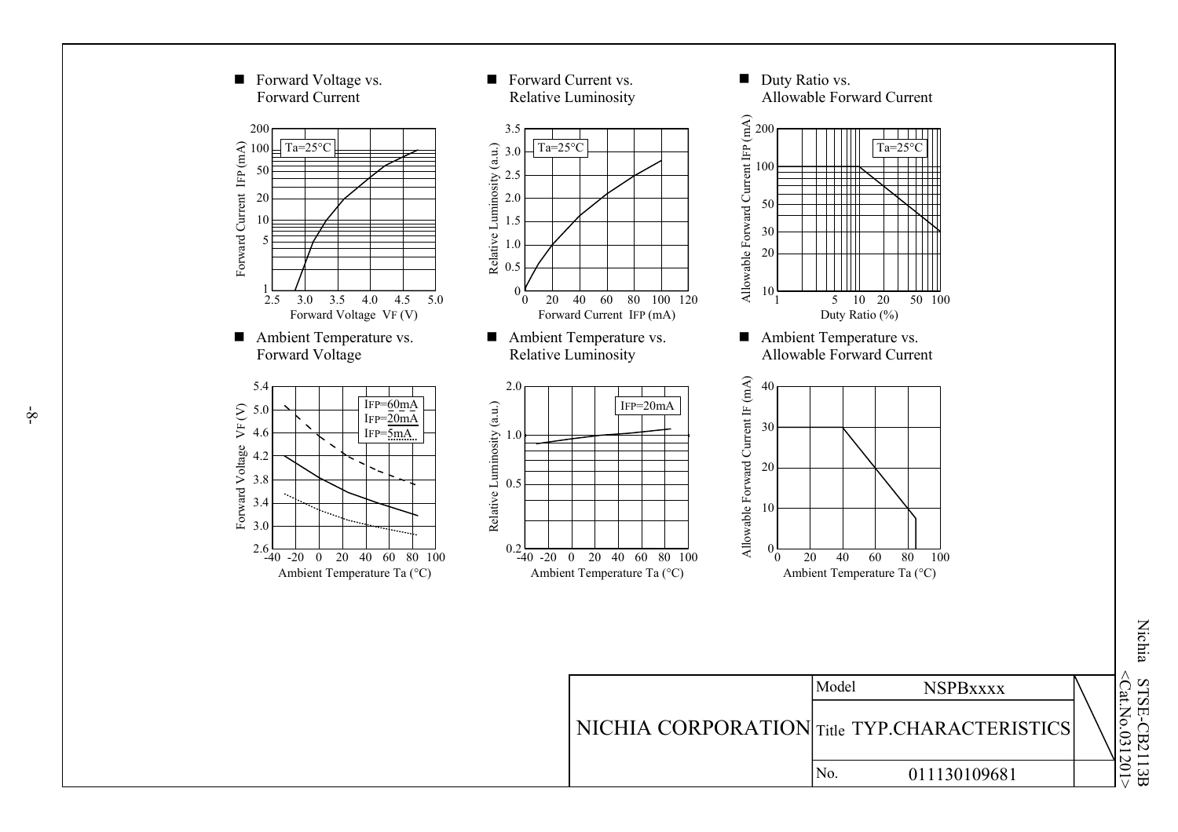■ Forward Voltage vs. Forward Current

Ta=25°C

Forward Current IFP (mA): 1, 5, 10, 20, 50, 100, 200

Forward Voltage VF (V): 2.5, 3.0, 3.5, 4.0, 4.5, 5.0

■ Forward Current vs. Relative Luminosity

Ta=25°C

Relative Luminosity (a.u.): 0, 0.5, 1.0, 1.5, 2.0, 2.5, 3.0, 3.5

Forward Current IFP (mA): 0, 20, 40, 60, 80, 100, 120

■ Duty Ratio vs. Allowable Forward Current

Ta=25°C

Allowable Forward Current IFP (mA): 10, 20, 30, 50, 100, 200

Duty Ratio (%): 1, 5, 10, 20, 50, 100

■ Ambient Temperature vs. Forward Voltage

IFP=60mA
IFP=20mA
IFP=5mA

Forward Voltage VF (V): 2.6, 3.0, 3.4, 3.8, 4.2, 4.6, 5.0, 5.4

Ambient Temperature Ta (°C): -40, -20, 0, 20, 40, 60, 80, 100

■ Ambient Temperature vs. Relative Luminosity

IFP=20mA

Relative Luminosity (a.u.): 0.2, 0.5, 1.0, 2.0

Ambient Temperature Ta (°C): -40, -20, 0, 20, 40, 60, 80, 100

■ Ambient Temperature vs. Allowable Forward Current

Allowable Forward Current IF (mA): 0, 10, 20, 30, 40

Ambient Temperature Ta (°C): 0, 20, 40, 60, 80, 100

| NICHIA CORPORATION | Model | NSPBxxxx |
|---|---|---|
| | Title | TYP.CHARACTERISTICS |
| | No. | 011130109681 |

Nichia STSE-CB2113B <Cat.No.031201>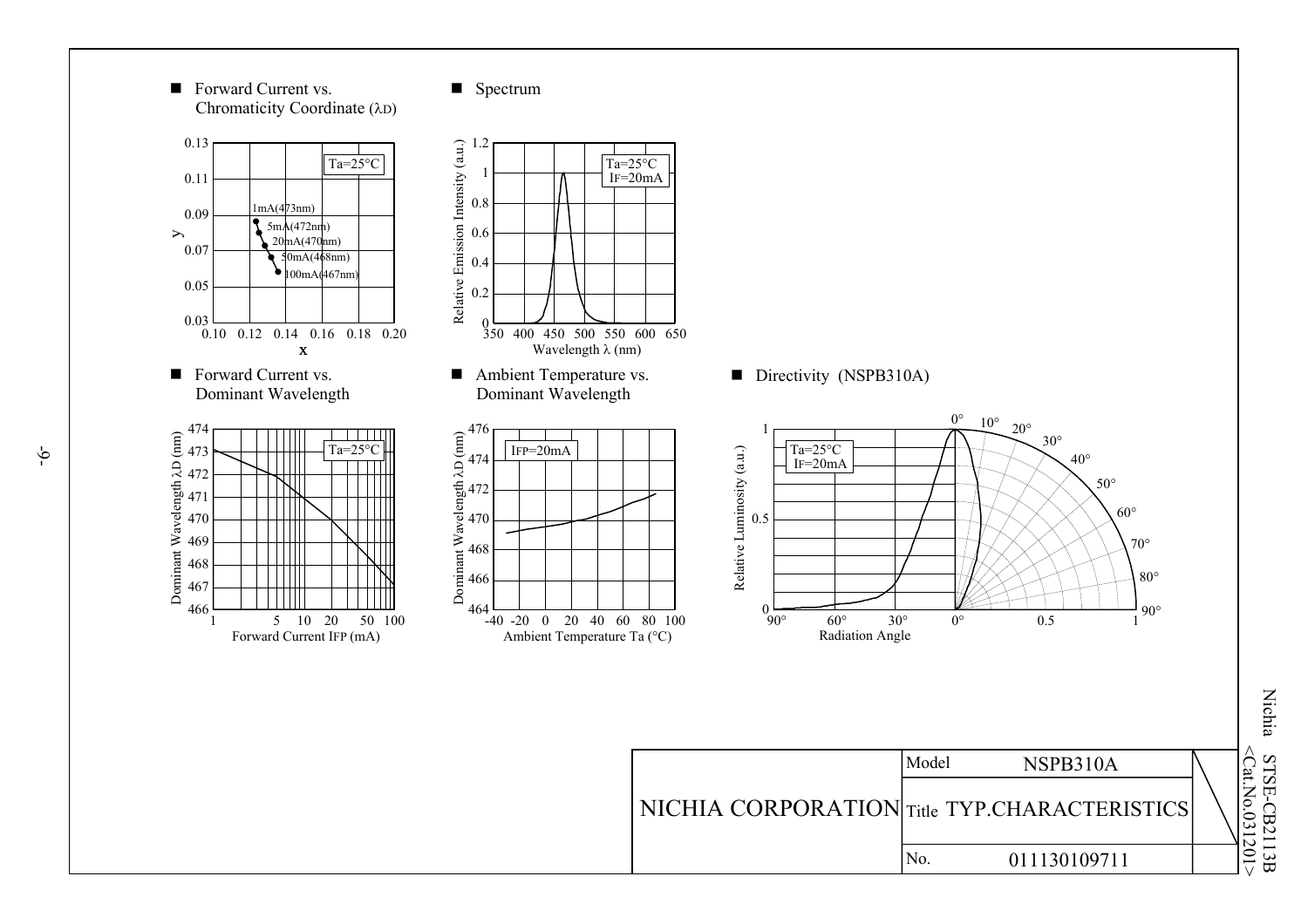■ Forward Current vs. Chromaticity Coordinate (λD)

Ta=25°C

1mA(473nm)
5mA(472nm)
20mA(470nm)
50mA(468nm)
100mA(467nm)

y: 0.03, 0.05, 0.07, 0.09, 0.11, 0.13
x: 0.10, 0.12, 0.14, 0.16, 0.18, 0.20

■ Spectrum

Ta=25°C
IF=20mA

Relative Emission Intensity (a.u.): 0, 0.2, 0.4, 0.6, 0.8, 1, 1.2
Wavelength λ (nm): 350, 400, 450, 500, 550, 600, 650

■ Forward Current vs. Dominant Wavelength

Ta=25°C

Dominant Wavelength λD (nm): 466, 467, 468, 469, 470, 471, 472, 473, 474
Forward Current IFP (mA): 1, 5, 10, 20, 50, 100

■ Ambient Temperature vs. Dominant Wavelength

IFP=20mA

Dominant Wavelength λD (nm): 464, 466, 468, 470, 472, 474, 476
Ambient Temperature Ta (°C): -40, -20, 0, 20, 40, 60, 80, 100

■ Directivity (NSPB310A)

Ta=25°C
IF=20mA

Relative Luminosity (a.u.): 0, 0.5, 1
Radiation Angle: 90°, 60°, 30°, 0°, 0.5, 1
0°, 10°, 20°, 30°, 40°, 50°, 60°, 70°, 80°, 90°

| NICHIA CORPORATION | Model | NSPB310A |
|---|---|---|
| | Title | TYP.CHARACTERISTICS |
| | No. | 011130109711 |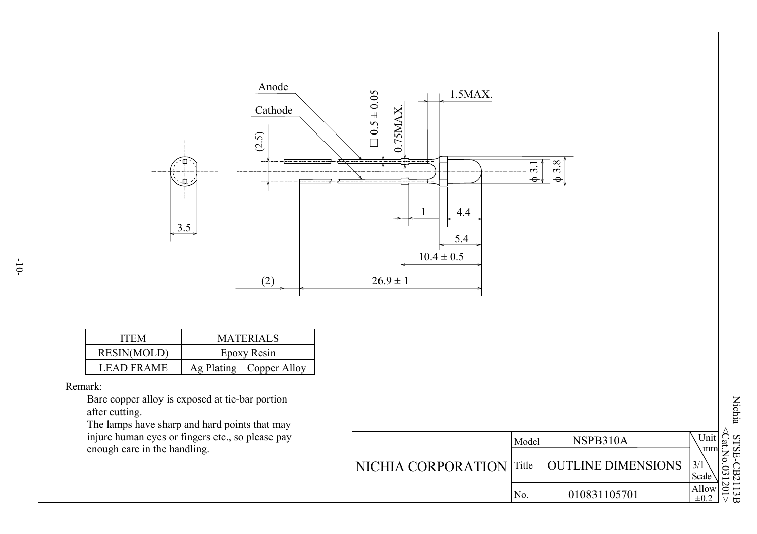Anode

Cathode

(2.5)

□ 0.5 ± 0.05

0.75MAX.

1.5MAX.

φ 3.1

φ 3.8

3.5

1

4.4

5.4

10.4 ± 0.5

(2)

26.9 ± 1

| ITEM | MATERIALS |
|---|---|
| RESIN(MOLD) | Epoxy Resin |
| LEAD FRAME | Ag Plating Copper Alloy |

Remark:

Bare copper alloy is exposed at tie-bar portion after cutting.
The lamps have sharp and hard points that may injure human eyes or fingers etc., so please pay enough care in the handling.

| NICHIA CORPORATION | Model | NSPB310A | Unit mm |
|---|---|---|---|
| | Title | OUTLINE DIMENSIONS | 3/1 Scale |
| | No. | 010831105701 | Allow ±0.2 |

Nichia STSE-CB2113B <Cat.No.031201>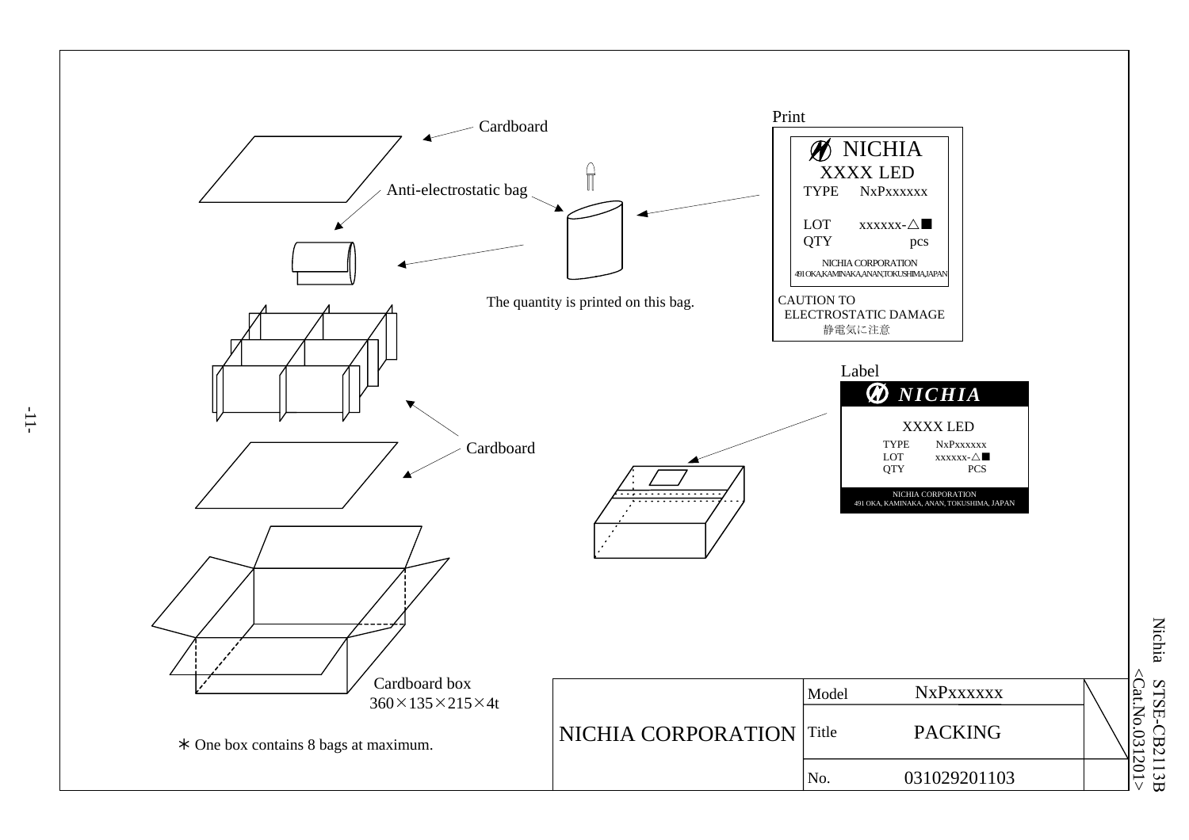Cardboard

Anti-electrostatic bag

The quantity is printed on this bag.

Print

NICHIA
XXXX LED
TYPE NxPxxxxxx

LOT xxxxxx-△■
QTY pcs

NICHIA CORPORATION
491 OKA,KAMINAKA,ANAN,TOKUSHIMA,JAPAN

CAUTION TO
ELECTROSTATIC DAMAGE
静電気に注意

Cardboard

Label

NICHIA

XXXX LED
TYPE NxPxxxxxx
LOT xxxxxx-△■
QTY PCS

NICHIA CORPORATION
491 OKA, KAMINAKA, ANAN, TOKUSHIMA, JAPAN

Cardboard box
360×135×215×4t

＊One box contains 8 bags at maximum.

| NICHIA CORPORATION | Model | NxPxxxxxx |
|---|---|---|
| | Title | PACKING |
| | No. | 031029201103 |

Nichia STSE-CB2113B
<Cat.No.031201>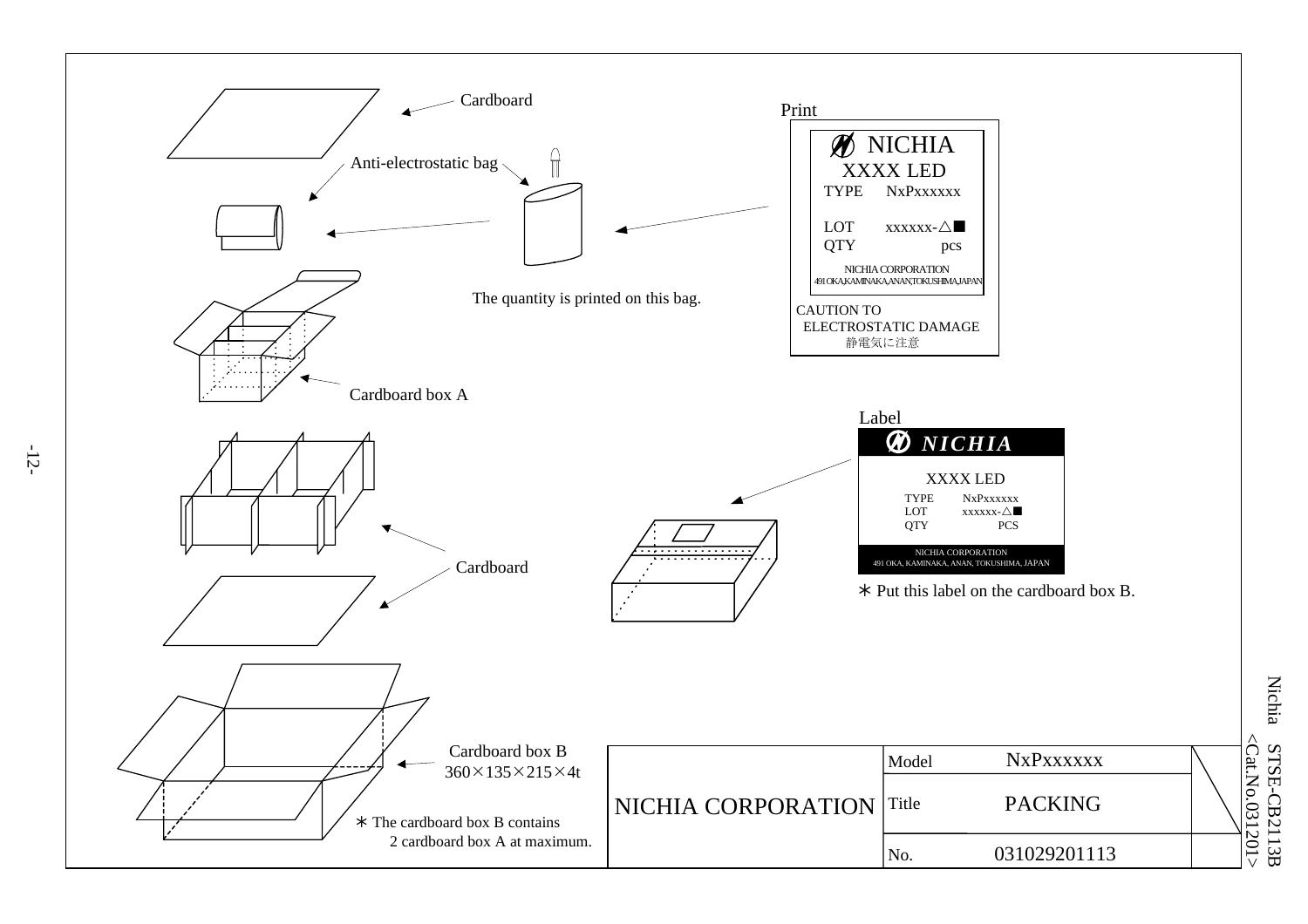Cardboard

Anti-electrostatic bag

The quantity is printed on this bag.

Print

NICHIA
XXXX LED
TYPE NxPxxxxxx

LOT xxxxxx-△■
QTY pcs

NICHIA CORPORATION
491 OKA,KAMINAKA,ANAN,TOKUSHIMA,JAPAN

CAUTION TO
ELECTROSTATIC DAMAGE
静電気に注意

Cardboard box A

Label

NICHIA

XXXX LED
TYPE NxPxxxxxx
LOT xxxxxx-△■
QTY PCS

NICHIA CORPORATION
491 OKA, KAMINAKA, ANAN, TOKUSHIMA, JAPAN

∗ Put this label on the cardboard box B.

Cardboard

Cardboard box B
360×135×215×4t

∗ The cardboard box B contains 2 cardboard box A at maximum.

| NICHIA CORPORATION | Model | NxPxxxxxx |
|---|---|---|
| | Title | PACKING |
| | No. | 031029201113 |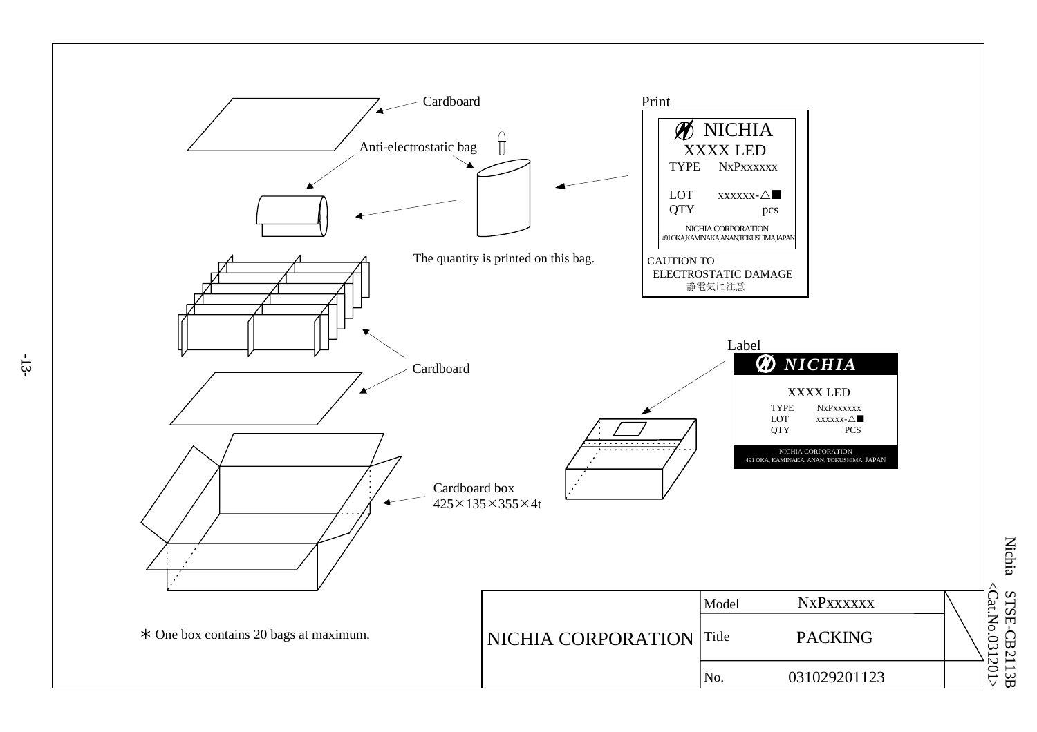Cardboard

Anti-electrostatic bag

The quantity is printed on this bag.

Print

NICHIA
XXXX LED
TYPE NxPxxxxxx

LOT xxxxxx-△■
QTY pcs

NICHIA CORPORATION
491 OKA,KAMINAKA,ANAN,TOKUSHIMA,JAPAN

CAUTION TO
ELECTROSTATIC DAMAGE
静電気に注意

Cardboard

Label

NICHIA

XXXX LED
TYPE NxPxxxxxx
LOT xxxxxx-△■
QTY PCS

NICHIA CORPORATION
491 OKA, KAMINAKA, ANAN, TOKUSHIMA, JAPAN

Cardboard box
425×135×355×4t

∗ One box contains 20 bags at maximum.

| NICHIA CORPORATION | Model | NxPxxxxxx |
|---|---|---|
| | Title | PACKING |
| | No. | 031029201123 |

Nichia STSE-CB2113B
<Cat.No.031201>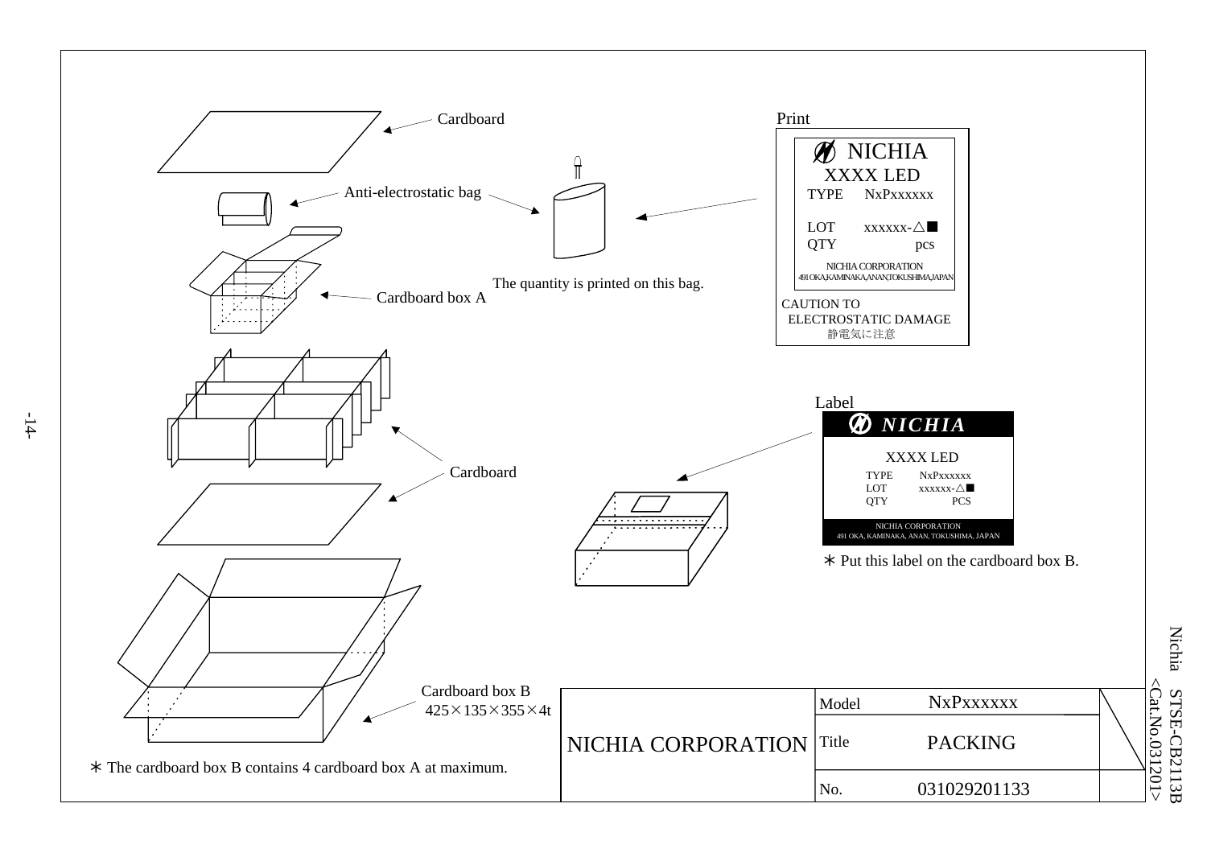Cardboard

Anti-electrostatic bag

Cardboard box A

The quantity is printed on this bag.

Print

NICHIA
XXXX LED
TYPE NxPxxxxxx
LOT xxxxxx-△■
QTY pcs
NICHIA CORPORATION
491 OKA,KAMINAKA,ANAN,TOKUSHIMA,JAPAN

CAUTION TO
ELECTROSTATIC DAMAGE
静電気に注意

Label

NICHIA
XXXX LED
TYPE NxPxxxxxx
LOT xxxxxx-△■
QTY PCS
NICHIA CORPORATION
491 OKA, KAMINAKA, ANAN, TOKUSHIMA, JAPAN

＊Put this label on the cardboard box B.

Cardboard

Cardboard box B
425×135×355×4t

＊The cardboard box B contains 4 cardboard box A at maximum.

| | | |
|---|---|---|
| NICHIA CORPORATION | Model | NxPxxxxxx |
| | Title | PACKING |
| | No. | 031029201133 |

Nichia STSE-CB2113B
<Cat.No.031201>